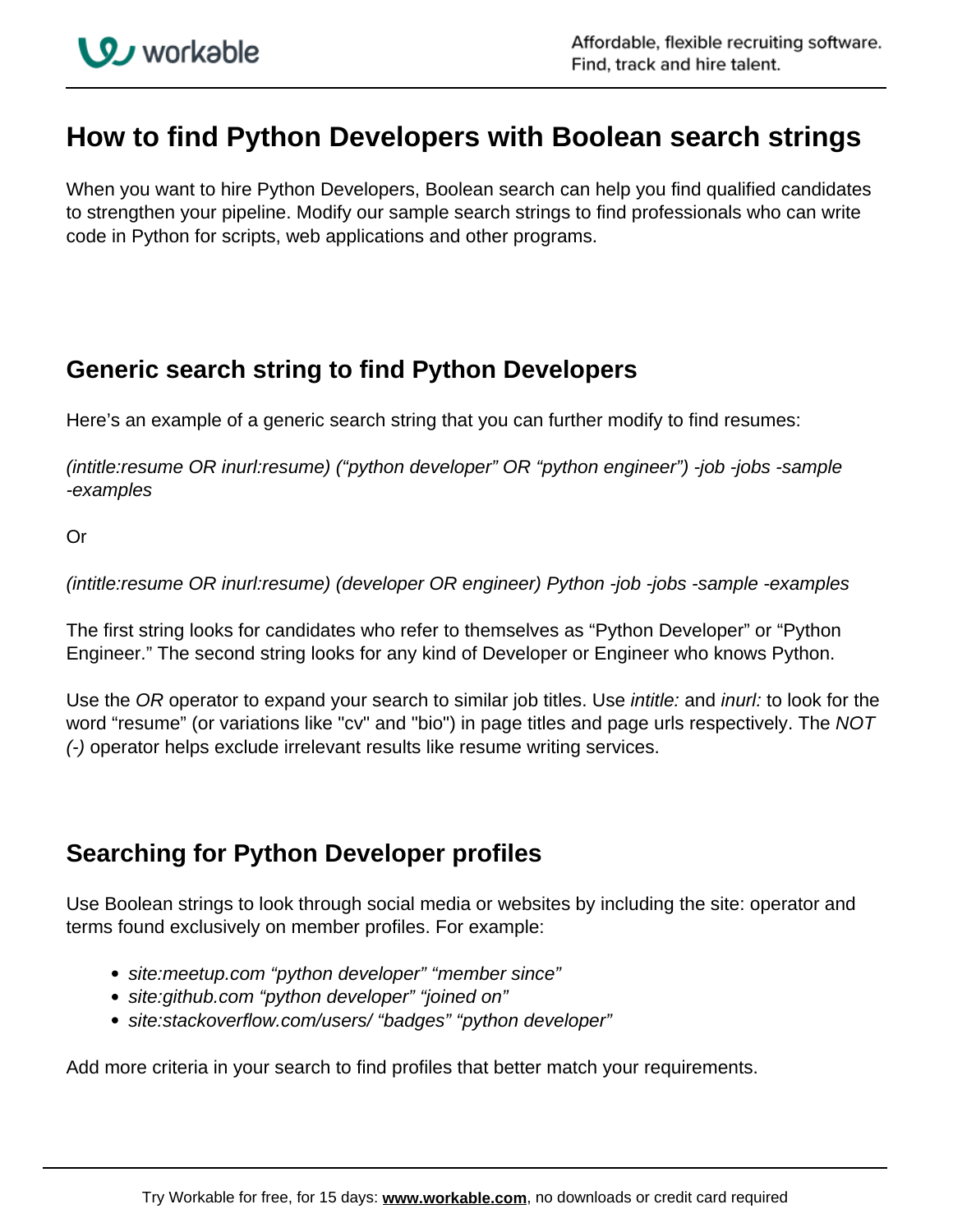# How to find Python Developers with Boolean search strings

When you want to hire Python Developers, Boolean search can help you find qualified candidates to strengthen your pipeline. Modify our sample search strings to find professionals who can write code in Python for scripts, web applications and other programs.

## Generic search string to find Python Developers

Here's an example of a generic search string that you can further modify to find resumes:

*(intitle:resume OR inurl:resume) ("python developer" OR "python engineer") -job -jobs -sample -examples*

Or

*(intitle:resume OR inurl:resume) (developer OR engineer) Python -job -jobs -sample -examples*

The first string looks for candidates who refer to themselves as "Python Developer" or "Python Engineer." The second string looks for any kind of Developer or Engineer who knows Python.

Use the *OR* operator to expand your search to similar job titles. Use *intitle:* and *inurl:* to look for the word "resume" (or variations like "cv" and "bio") in page titles and page urls respectively. The *NOT (-)* operator helps exclude irrelevant results like resume writing services.

## Searching for Python Developer profiles

Use Boolean strings to look through social media or websites by including the site: operator and terms found exclusively on member profiles. For example:

- *site:meetup.com "python developer" "member since"*
- *site:github.com "python developer" "joined on"*
- *site:stackoverflow.com/users/ "badges" "python developer"*

Add more criteria in your search to find profiles that better match your requirements.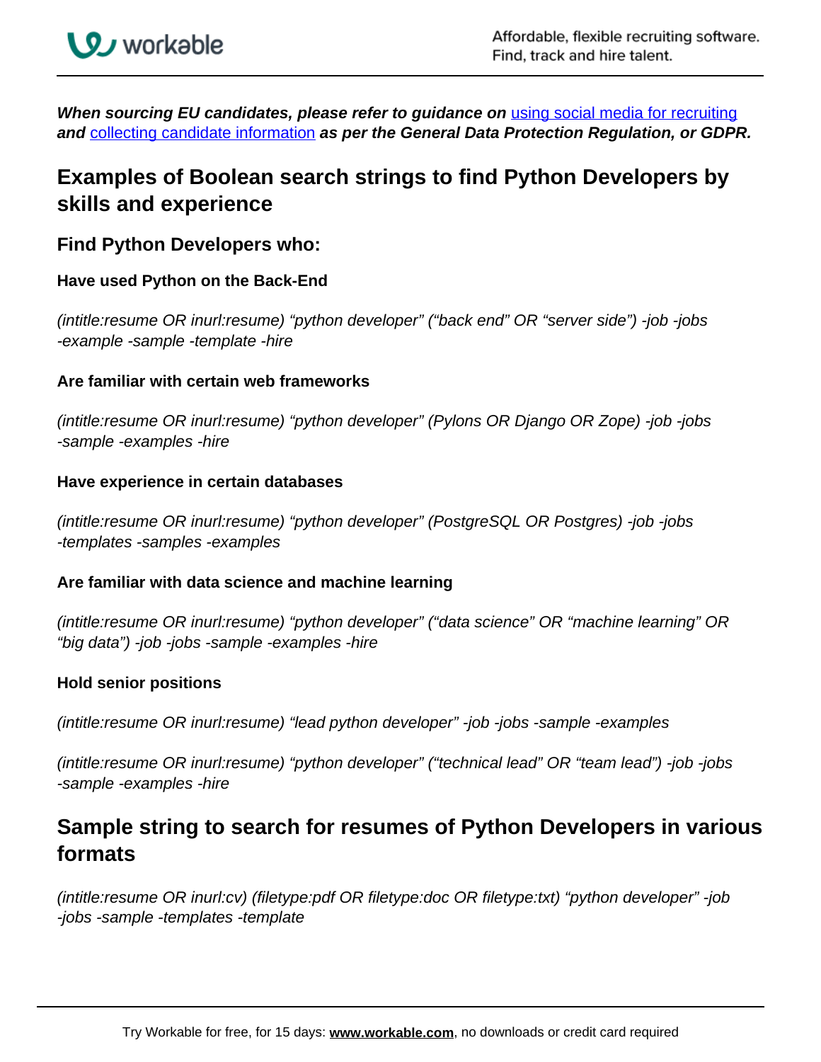***When sourcing EU candidates, please refer to guidance on*** [using social media for recruiting]() ***and*** [collecting candidate information]() ***as per the General Data Protection Regulation, or GDPR.***

## Examples of Boolean search strings to find Python Developers by skills and experience

### Find Python Developers who:

#### Have used Python on the Back-End

*(intitle:resume OR inurl:resume) "python developer" ("back end" OR "server side") -job -jobs -example -sample -template -hire*

#### Are familiar with certain web frameworks

*(intitle:resume OR inurl:resume) "python developer" (Pylons OR Django OR Zope) -job -jobs -sample -examples -hire*

#### Have experience in certain databases

*(intitle:resume OR inurl:resume) "python developer" (PostgreSQL OR Postgres) -job -jobs -templates -samples -examples*

#### Are familiar with data science and machine learning

*(intitle:resume OR inurl:resume) "python developer" ("data science" OR "machine learning" OR "big data") -job -jobs -sample -examples -hire*

#### Hold senior positions

*(intitle:resume OR inurl:resume) "lead python developer" -job -jobs -sample -examples*

*(intitle:resume OR inurl:resume) "python developer" ("technical lead" OR "team lead") -job -jobs -sample -examples -hire*

## Sample string to search for resumes of Python Developers in various formats

*(intitle:resume OR inurl:cv) (filetype:pdf OR filetype:doc OR filetype:txt) "python developer" -job -jobs -sample -templates -template*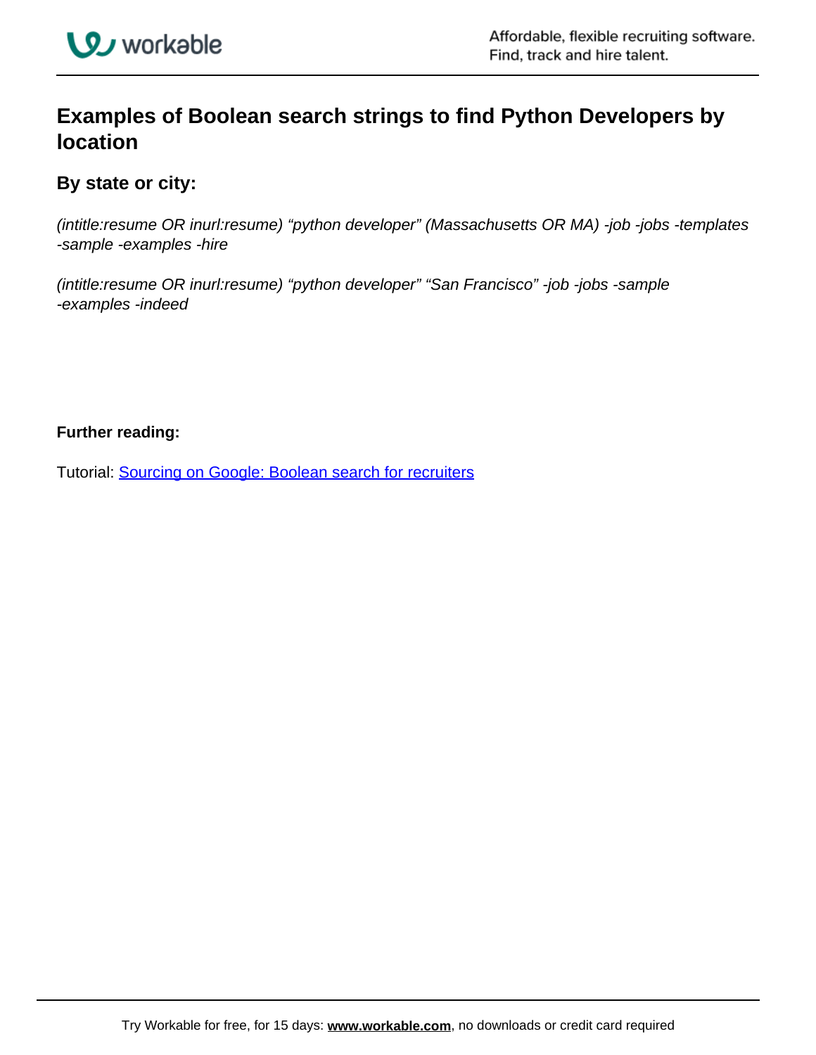## Examples of Boolean search strings to find Python Developers by location

### By state or city:

*(intitle:resume OR inurl:resume) “python developer” (Massachusetts OR MA) -job -jobs -templates -sample -examples -hire*

*(intitle:resume OR inurl:resume) “python developer” “San Francisco” -job -jobs -sample -examples -indeed*

**Further reading:**

Tutorial: [Sourcing on Google: Boolean search for recruiters]()